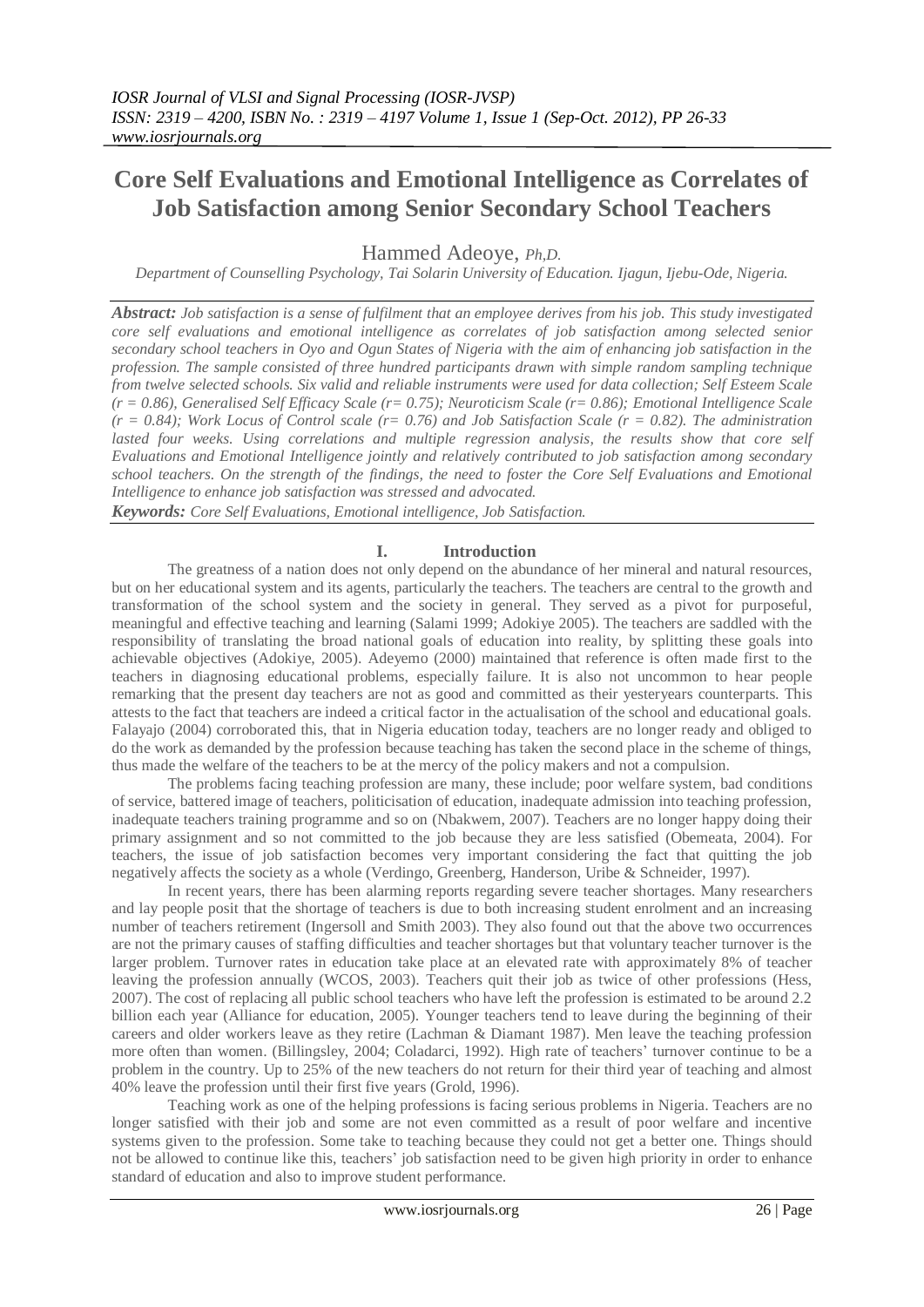# Core Self Evaluations and Emotional Intelligence as Correlates of Job Satisfaction among Senior Secondary School Teachers

Hammed Adeoye, *Ph,D.*

*Department of Counselling Psychology, Tai Solarin University of Education. Ijagun, Ijebu-Ode, Nigeria.*

***Abstract:*** *Job satisfaction is a sense of fulfilment that an employee derives from his job. This study investigated core self evaluations and emotional intelligence as correlates of job satisfaction among selected senior secondary school teachers in Oyo and Ogun States of Nigeria with the aim of enhancing job satisfaction in the profession. The sample consisted of three hundred participants drawn with simple random sampling technique from twelve selected schools. Six valid and reliable instruments were used for data collection; Self Esteem Scale (r = 0.86), Generalised Self Efficacy Scale (r= 0.75); Neuroticism Scale (r= 0.86); Emotional Intelligence Scale (r = 0.84); Work Locus of Control scale (r= 0.76) and Job Satisfaction Scale (r = 0.82). The administration lasted four weeks. Using correlations and multiple regression analysis, the results show that core self Evaluations and Emotional Intelligence jointly and relatively contributed to job satisfaction among secondary school teachers. On the strength of the findings, the need to foster the Core Self Evaluations and Emotional Intelligence to enhance job satisfaction was stressed and advocated.*

***Keywords:*** *Core Self Evaluations, Emotional intelligence, Job Satisfaction.*

## I. Introduction

The greatness of a nation does not only depend on the abundance of her mineral and natural resources, but on her educational system and its agents, particularly the teachers. The teachers are central to the growth and transformation of the school system and the society in general. They served as a pivot for purposeful, meaningful and effective teaching and learning (Salami 1999; Adokiye 2005). The teachers are saddled with the responsibility of translating the broad national goals of education into reality, by splitting these goals into achievable objectives (Adokiye, 2005). Adeyemo (2000) maintained that reference is often made first to the teachers in diagnosing educational problems, especially failure. It is also not uncommon to hear people remarking that the present day teachers are not as good and committed as their yesteryears counterparts. This attests to the fact that teachers are indeed a critical factor in the actualisation of the school and educational goals. Falayajo (2004) corroborated this, that in Nigeria education today, teachers are no longer ready and obliged to do the work as demanded by the profession because teaching has taken the second place in the scheme of things, thus made the welfare of the teachers to be at the mercy of the policy makers and not a compulsion.

The problems facing teaching profession are many, these include; poor welfare system, bad conditions of service, battered image of teachers, politicisation of education, inadequate admission into teaching profession, inadequate teachers training programme and so on (Nbakwem, 2007). Teachers are no longer happy doing their primary assignment and so not committed to the job because they are less satisfied (Obemeata, 2004). For teachers, the issue of job satisfaction becomes very important considering the fact that quitting the job negatively affects the society as a whole (Verdingo, Greenberg, Handerson, Uribe & Schneider, 1997).

In recent years, there has been alarming reports regarding severe teacher shortages. Many researchers and lay people posit that the shortage of teachers is due to both increasing student enrolment and an increasing number of teachers retirement (Ingersoll and Smith 2003). They also found out that the above two occurrences are not the primary causes of staffing difficulties and teacher shortages but that voluntary teacher turnover is the larger problem. Turnover rates in education take place at an elevated rate with approximately 8% of teacher leaving the profession annually (WCOS, 2003). Teachers quit their job as twice of other professions (Hess, 2007). The cost of replacing all public school teachers who have left the profession is estimated to be around 2.2 billion each year (Alliance for education, 2005). Younger teachers tend to leave during the beginning of their careers and older workers leave as they retire (Lachman & Diamant 1987). Men leave the teaching profession more often than women. (Billingsley, 2004; Coladarci, 1992). High rate of teachers' turnover continue to be a problem in the country. Up to 25% of the new teachers do not return for their third year of teaching and almost 40% leave the profession until their first five years (Grold, 1996).

Teaching work as one of the helping professions is facing serious problems in Nigeria. Teachers are no longer satisfied with their job and some are not even committed as a result of poor welfare and incentive systems given to the profession. Some take to teaching because they could not get a better one. Things should not be allowed to continue like this, teachers' job satisfaction need to be given high priority in order to enhance standard of education and also to improve student performance.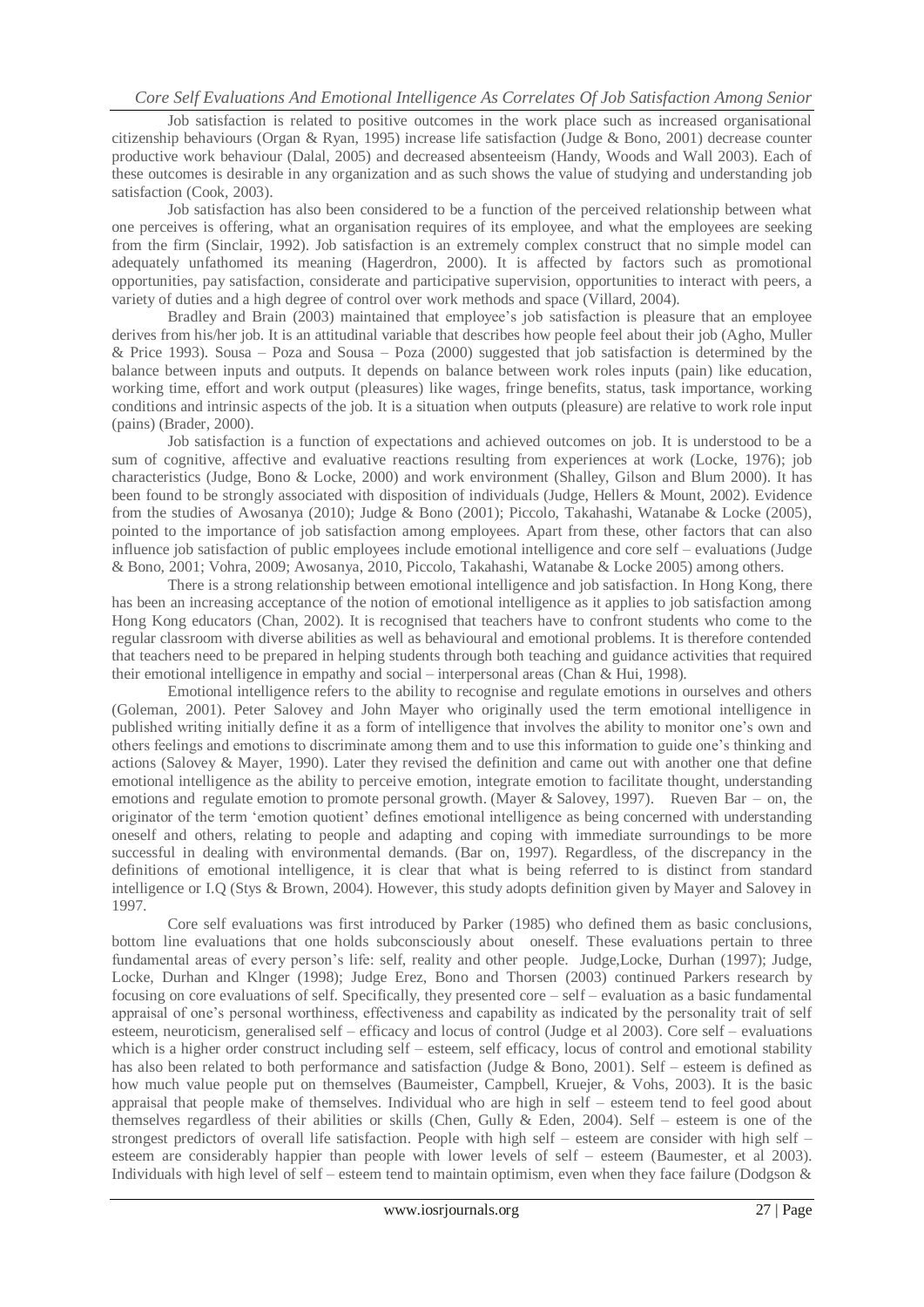Job satisfaction is related to positive outcomes in the work place such as increased organisational citizenship behaviours (Organ & Ryan, 1995) increase life satisfaction (Judge & Bono, 2001) decrease counter productive work behaviour (Dalal, 2005) and decreased absenteeism (Handy, Woods and Wall 2003). Each of these outcomes is desirable in any organization and as such shows the value of studying and understanding job satisfaction (Cook, 2003).

Job satisfaction has also been considered to be a function of the perceived relationship between what one perceives is offering, what an organisation requires of its employee, and what the employees are seeking from the firm (Sinclair, 1992). Job satisfaction is an extremely complex construct that no simple model can adequately unfathomed its meaning (Hagerdron, 2000). It is affected by factors such as promotional opportunities, pay satisfaction, considerate and participative supervision, opportunities to interact with peers, a variety of duties and a high degree of control over work methods and space (Villard, 2004).

Bradley and Brain (2003) maintained that employee's job satisfaction is pleasure that an employee derives from his/her job. It is an attitudinal variable that describes how people feel about their job (Agho, Muller & Price 1993). Sousa – Poza and Sousa – Poza (2000) suggested that job satisfaction is determined by the balance between inputs and outputs. It depends on balance between work roles inputs (pain) like education, working time, effort and work output (pleasures) like wages, fringe benefits, status, task importance, working conditions and intrinsic aspects of the job. It is a situation when outputs (pleasure) are relative to work role input (pains) (Brader, 2000).

Job satisfaction is a function of expectations and achieved outcomes on job. It is understood to be a sum of cognitive, affective and evaluative reactions resulting from experiences at work (Locke, 1976); job characteristics (Judge, Bono & Locke, 2000) and work environment (Shalley, Gilson and Blum 2000). It has been found to be strongly associated with disposition of individuals (Judge, Hellers & Mount, 2002). Evidence from the studies of Awosanya (2010); Judge & Bono (2001); Piccolo, Takahashi, Watanabe & Locke (2005), pointed to the importance of job satisfaction among employees. Apart from these, other factors that can also influence job satisfaction of public employees include emotional intelligence and core self – evaluations (Judge & Bono, 2001; Vohra, 2009; Awosanya, 2010, Piccolo, Takahashi, Watanabe & Locke 2005) among others.

There is a strong relationship between emotional intelligence and job satisfaction. In Hong Kong, there has been an increasing acceptance of the notion of emotional intelligence as it applies to job satisfaction among Hong Kong educators (Chan, 2002). It is recognised that teachers have to confront students who come to the regular classroom with diverse abilities as well as behavioural and emotional problems. It is therefore contended that teachers need to be prepared in helping students through both teaching and guidance activities that required their emotional intelligence in empathy and social – interpersonal areas (Chan & Hui, 1998).

Emotional intelligence refers to the ability to recognise and regulate emotions in ourselves and others (Goleman, 2001). Peter Salovey and John Mayer who originally used the term emotional intelligence in published writing initially define it as a form of intelligence that involves the ability to monitor one's own and others feelings and emotions to discriminate among them and to use this information to guide one's thinking and actions (Salovey & Mayer, 1990). Later they revised the definition and came out with another one that define emotional intelligence as the ability to perceive emotion, integrate emotion to facilitate thought, understanding emotions and regulate emotion to promote personal growth. (Mayer & Salovey, 1997). Rueven Bar – on, the originator of the term 'emotion quotient' defines emotional intelligence as being concerned with understanding oneself and others, relating to people and adapting and coping with immediate surroundings to be more successful in dealing with environmental demands. (Bar on, 1997). Regardless, of the discrepancy in the definitions of emotional intelligence, it is clear that what is being referred to is distinct from standard intelligence or I.Q (Stys & Brown, 2004). However, this study adopts definition given by Mayer and Salovey in 1997.

Core self evaluations was first introduced by Parker (1985) who defined them as basic conclusions, bottom line evaluations that one holds subconsciously about oneself. These evaluations pertain to three fundamental areas of every person's life: self, reality and other people. Judge,Locke, Durhan (1997); Judge, Locke, Durhan and Klnger (1998); Judge Erez, Bono and Thorsen (2003) continued Parkers research by focusing on core evaluations of self. Specifically, they presented core – self – evaluation as a basic fundamental appraisal of one's personal worthiness, effectiveness and capability as indicated by the personality trait of self esteem, neuroticism, generalised self – efficacy and locus of control (Judge et al 2003). Core self – evaluations which is a higher order construct including self – esteem, self efficacy, locus of control and emotional stability has also been related to both performance and satisfaction (Judge & Bono, 2001). Self – esteem is defined as how much value people put on themselves (Baumeister, Campbell, Kruejer, & Vohs, 2003). It is the basic appraisal that people make of themselves. Individual who are high in self – esteem tend to feel good about themselves regardless of their abilities or skills (Chen, Gully & Eden, 2004). Self – esteem is one of the strongest predictors of overall life satisfaction. People with high self – esteem are consider with high self – esteem are considerably happier than people with lower levels of self – esteem (Baumester, et al 2003). Individuals with high level of self – esteem tend to maintain optimism, even when they face failure (Dodgson &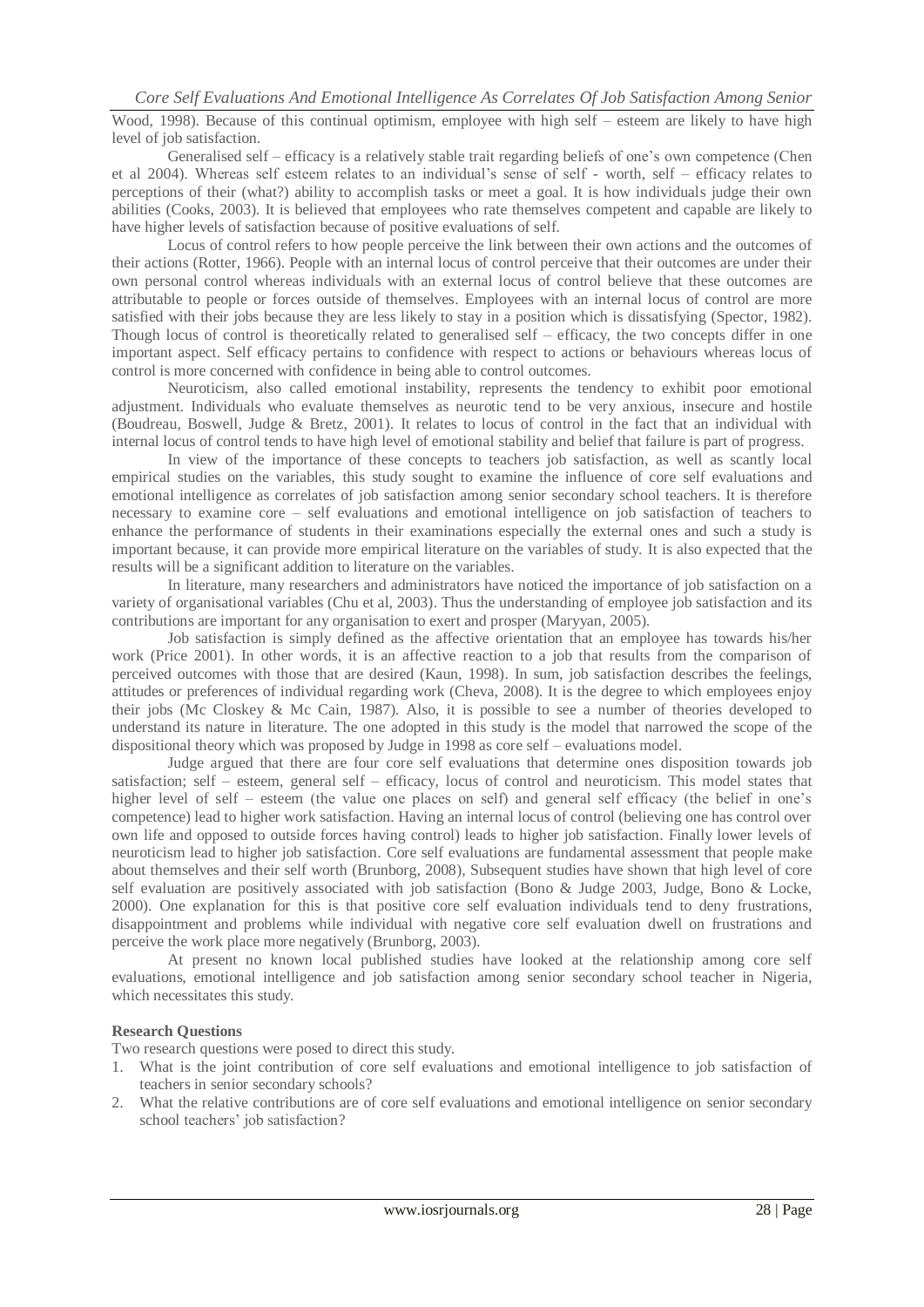Wood, 1998). Because of this continual optimism, employee with high self – esteem are likely to have high level of job satisfaction.

Generalised self – efficacy is a relatively stable trait regarding beliefs of one's own competence (Chen et al 2004). Whereas self esteem relates to an individual's sense of self - worth, self – efficacy relates to perceptions of their (what?) ability to accomplish tasks or meet a goal. It is how individuals judge their own abilities (Cooks, 2003). It is believed that employees who rate themselves competent and capable are likely to have higher levels of satisfaction because of positive evaluations of self.

Locus of control refers to how people perceive the link between their own actions and the outcomes of their actions (Rotter, 1966). People with an internal locus of control perceive that their outcomes are under their own personal control whereas individuals with an external locus of control believe that these outcomes are attributable to people or forces outside of themselves. Employees with an internal locus of control are more satisfied with their jobs because they are less likely to stay in a position which is dissatisfying (Spector, 1982). Though locus of control is theoretically related to generalised self – efficacy, the two concepts differ in one important aspect. Self efficacy pertains to confidence with respect to actions or behaviours whereas locus of control is more concerned with confidence in being able to control outcomes.

Neuroticism, also called emotional instability, represents the tendency to exhibit poor emotional adjustment. Individuals who evaluate themselves as neurotic tend to be very anxious, insecure and hostile (Boudreau, Boswell, Judge & Bretz, 2001). It relates to locus of control in the fact that an individual with internal locus of control tends to have high level of emotional stability and belief that failure is part of progress.

In view of the importance of these concepts to teachers job satisfaction, as well as scantly local empirical studies on the variables, this study sought to examine the influence of core self evaluations and emotional intelligence as correlates of job satisfaction among senior secondary school teachers. It is therefore necessary to examine core – self evaluations and emotional intelligence on job satisfaction of teachers to enhance the performance of students in their examinations especially the external ones and such a study is important because, it can provide more empirical literature on the variables of study. It is also expected that the results will be a significant addition to literature on the variables.

In literature, many researchers and administrators have noticed the importance of job satisfaction on a variety of organisational variables (Chu et al, 2003). Thus the understanding of employee job satisfaction and its contributions are important for any organisation to exert and prosper (Maryyan, 2005).

Job satisfaction is simply defined as the affective orientation that an employee has towards his/her work (Price 2001). In other words, it is an affective reaction to a job that results from the comparison of perceived outcomes with those that are desired (Kaun, 1998). In sum, job satisfaction describes the feelings, attitudes or preferences of individual regarding work (Cheva, 2008). It is the degree to which employees enjoy their jobs (Mc Closkey & Mc Cain, 1987). Also, it is possible to see a number of theories developed to understand its nature in literature. The one adopted in this study is the model that narrowed the scope of the dispositional theory which was proposed by Judge in 1998 as core self – evaluations model.

Judge argued that there are four core self evaluations that determine ones disposition towards job satisfaction; self – esteem, general self – efficacy, locus of control and neuroticism. This model states that higher level of self – esteem (the value one places on self) and general self efficacy (the belief in one's competence) lead to higher work satisfaction. Having an internal locus of control (believing one has control over own life and opposed to outside forces having control) leads to higher job satisfaction. Finally lower levels of neuroticism lead to higher job satisfaction. Core self evaluations are fundamental assessment that people make about themselves and their self worth (Brunborg, 2008), Subsequent studies have shown that high level of core self evaluation are positively associated with job satisfaction (Bono & Judge 2003, Judge, Bono & Locke, 2000). One explanation for this is that positive core self evaluation individuals tend to deny frustrations, disappointment and problems while individual with negative core self evaluation dwell on frustrations and perceive the work place more negatively (Brunborg, 2003).

At present no known local published studies have looked at the relationship among core self evaluations, emotional intelligence and job satisfaction among senior secondary school teacher in Nigeria, which necessitates this study.

**Research Questions**

Two research questions were posed to direct this study.

1. What is the joint contribution of core self evaluations and emotional intelligence to job satisfaction of teachers in senior secondary schools?
2. What the relative contributions are of core self evaluations and emotional intelligence on senior secondary school teachers' job satisfaction?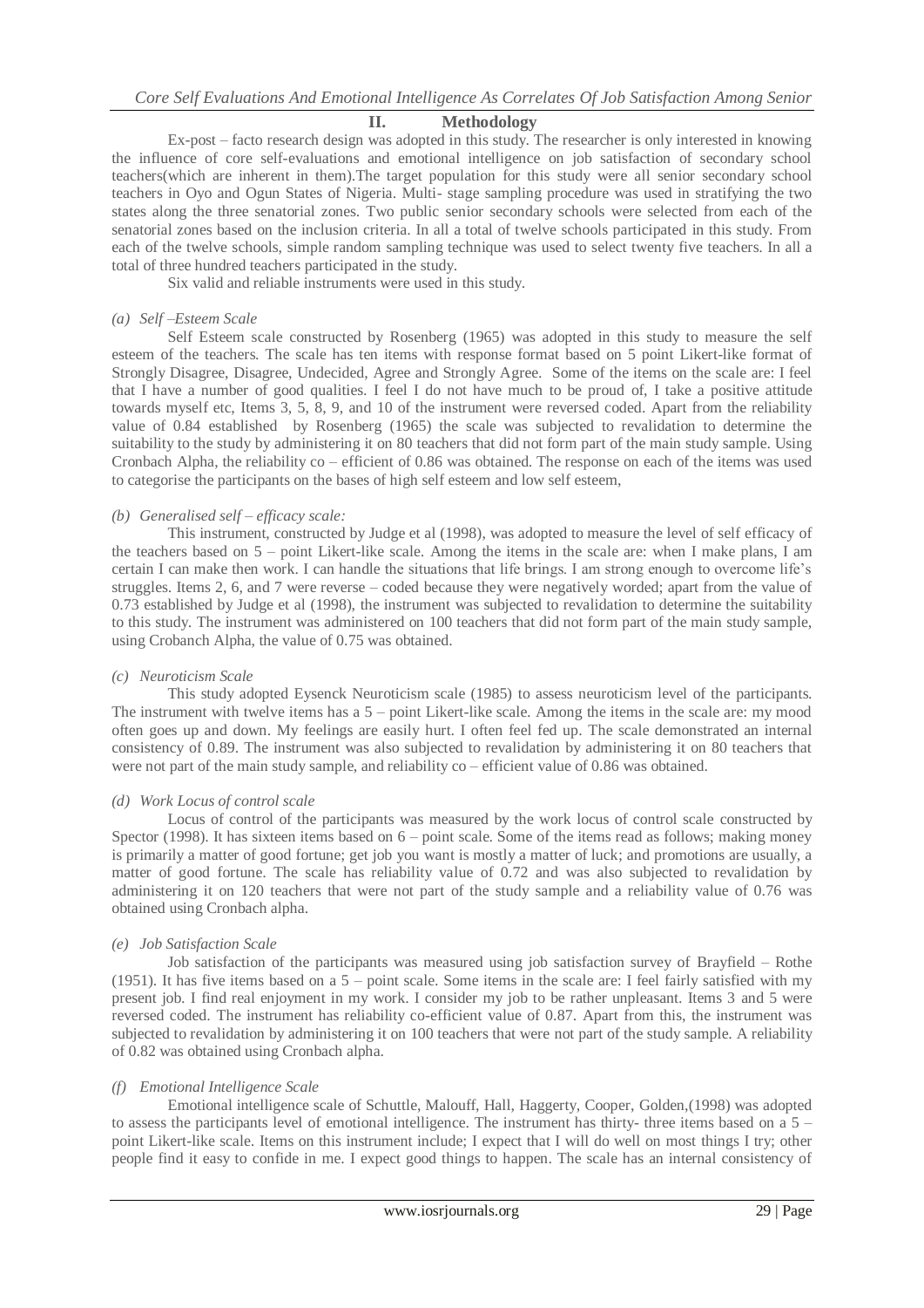## II. Methodology

Ex-post – facto research design was adopted in this study. The researcher is only interested in knowing the influence of core self-evaluations and emotional intelligence on job satisfaction of secondary school teachers(which are inherent in them).The target population for this study were all senior secondary school teachers in Oyo and Ogun States of Nigeria. Multi- stage sampling procedure was used in stratifying the two states along the three senatorial zones. Two public senior secondary schools were selected from each of the senatorial zones based on the inclusion criteria. In all a total of twelve schools participated in this study. From each of the twelve schools, simple random sampling technique was used to select twenty five teachers. In all a total of three hundred teachers participated in the study.

Six valid and reliable instruments were used in this study.

*(a) Self –Esteem Scale*

Self Esteem scale constructed by Rosenberg (1965) was adopted in this study to measure the self esteem of the teachers. The scale has ten items with response format based on 5 point Likert-like format of Strongly Disagree, Disagree, Undecided, Agree and Strongly Agree. Some of the items on the scale are: I feel that I have a number of good qualities. I feel I do not have much to be proud of, I take a positive attitude towards myself etc, Items 3, 5, 8, 9, and 10 of the instrument were reversed coded. Apart from the reliability value of 0.84 established by Rosenberg (1965) the scale was subjected to revalidation to determine the suitability to the study by administering it on 80 teachers that did not form part of the main study sample. Using Cronbach Alpha, the reliability co – efficient of 0.86 was obtained. The response on each of the items was used to categorise the participants on the bases of high self esteem and low self esteem,

*(b) Generalised self – efficacy scale:*

This instrument, constructed by Judge et al (1998), was adopted to measure the level of self efficacy of the teachers based on 5 – point Likert-like scale. Among the items in the scale are: when I make plans, I am certain I can make then work. I can handle the situations that life brings. I am strong enough to overcome life's struggles. Items 2, 6, and 7 were reverse – coded because they were negatively worded; apart from the value of 0.73 established by Judge et al (1998), the instrument was subjected to revalidation to determine the suitability to this study. The instrument was administered on 100 teachers that did not form part of the main study sample, using Crobanch Alpha, the value of 0.75 was obtained.

*(c) Neuroticism Scale*

This study adopted Eysenck Neuroticism scale (1985) to assess neuroticism level of the participants. The instrument with twelve items has a 5 – point Likert-like scale. Among the items in the scale are: my mood often goes up and down. My feelings are easily hurt. I often feel fed up. The scale demonstrated an internal consistency of 0.89. The instrument was also subjected to revalidation by administering it on 80 teachers that were not part of the main study sample, and reliability co – efficient value of 0.86 was obtained.

*(d) Work Locus of control scale*

Locus of control of the participants was measured by the work locus of control scale constructed by Spector (1998). It has sixteen items based on 6 – point scale. Some of the items read as follows; making money is primarily a matter of good fortune; get job you want is mostly a matter of luck; and promotions are usually, a matter of good fortune. The scale has reliability value of 0.72 and was also subjected to revalidation by administering it on 120 teachers that were not part of the study sample and a reliability value of 0.76 was obtained using Cronbach alpha.

*(e) Job Satisfaction Scale*

Job satisfaction of the participants was measured using job satisfaction survey of Brayfield – Rothe (1951). It has five items based on a 5 – point scale. Some items in the scale are: I feel fairly satisfied with my present job. I find real enjoyment in my work. I consider my job to be rather unpleasant. Items 3 and 5 were reversed coded. The instrument has reliability co-efficient value of 0.87. Apart from this, the instrument was subjected to revalidation by administering it on 100 teachers that were not part of the study sample. A reliability of 0.82 was obtained using Cronbach alpha.

*(f) Emotional Intelligence Scale*

Emotional intelligence scale of Schuttle, Malouff, Hall, Haggerty, Cooper, Golden,(1998) was adopted to assess the participants level of emotional intelligence. The instrument has thirty- three items based on a 5 – point Likert-like scale. Items on this instrument include; I expect that I will do well on most things I try; other people find it easy to confide in me. I expect good things to happen. The scale has an internal consistency of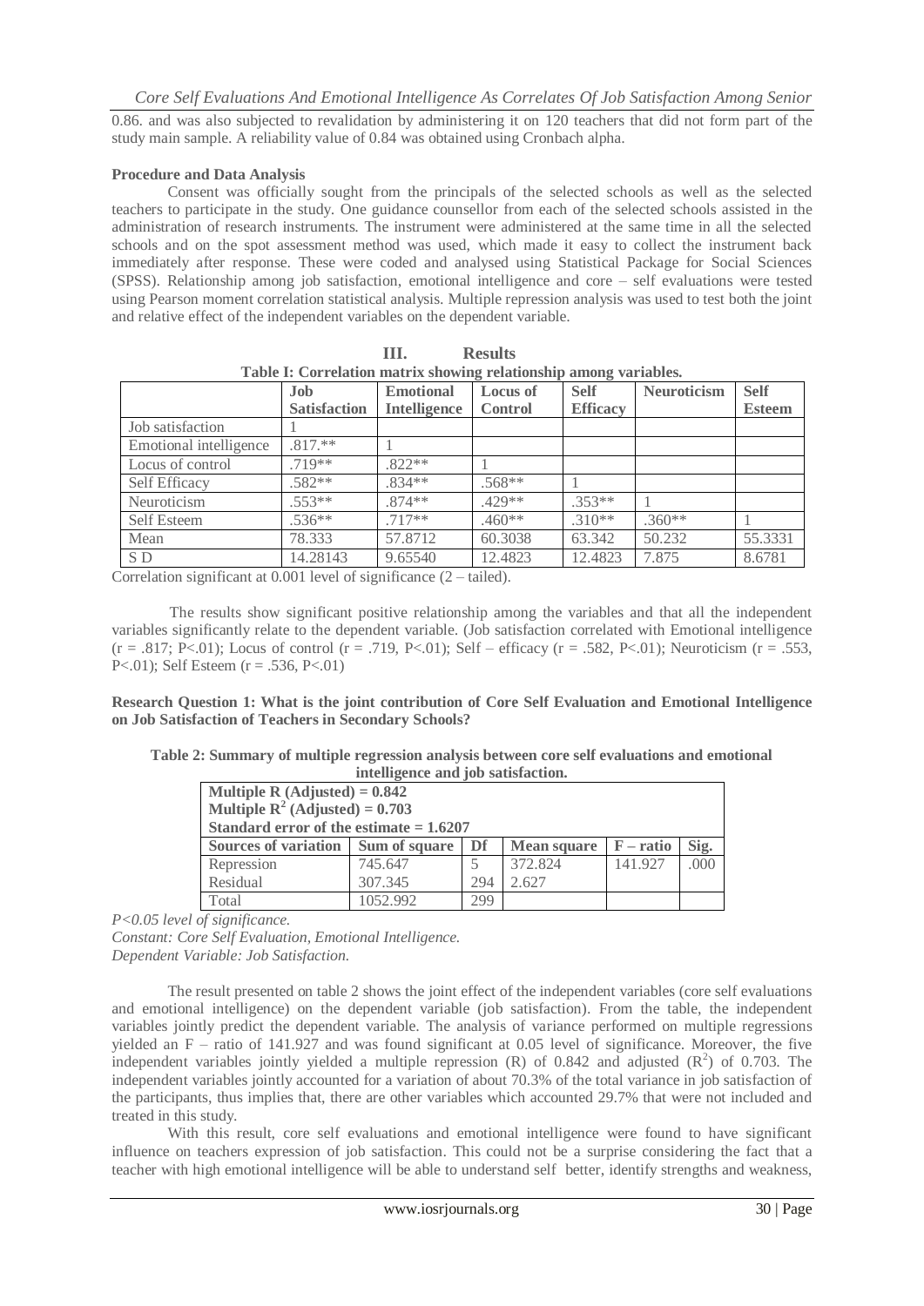0.86. and was also subjected to revalidation by administering it on 120 teachers that did not form part of the study main sample. A reliability value of 0.84 was obtained using Cronbach alpha.

**Procedure and Data Analysis**

Consent was officially sought from the principals of the selected schools as well as the selected teachers to participate in the study. One guidance counsellor from each of the selected schools assisted in the administration of research instruments. The instrument were administered at the same time in all the selected schools and on the spot assessment method was used, which made it easy to collect the instrument back immediately after response. These were coded and analysed using Statistical Package for Social Sciences (SPSS). Relationship among job satisfaction, emotional intelligence and core – self evaluations were tested using Pearson moment correlation statistical analysis. Multiple repression analysis was used to test both the joint and relative effect of the independent variables on the dependent variable.

## III. Results

**Table I: Correlation matrix showing relationship among variables.**

| | Job Satisfaction | Emotional Intelligence | Locus of Control | Self Efficacy | Neuroticism | Self Esteem |
|---|---|---|---|---|---|---|
| Job satisfaction | 1 | | | | | |
| Emotional intelligence | .817.** | 1 | | | | |
| Locus of control | .719** | .822** | 1 | | | |
| Self Efficacy | .582** | .834** | .568** | 1 | | |
| Neuroticism | .553** | .874** | .429** | .353** | 1 | |
| Self Esteem | .536** | .717** | .460** | .310** | .360** | 1 |
| Mean | 78.333 | 57.8712 | 60.3038 | 63.342 | 50.232 | 55.3331 |
| S D | 14.28143 | 9.65540 | 12.4823 | 12.4823 | 7.875 | 8.6781 |

Correlation significant at 0.001 level of significance (2 – tailed).

The results show significant positive relationship among the variables and that all the independent variables significantly relate to the dependent variable. (Job satisfaction correlated with Emotional intelligence ($r = .817$; $P<.01$); Locus of control ($r = .719$, $P<.01$); Self – efficacy ($r = .582$, $P<.01$); Neuroticism ($r = .553$, $P<.01$); Self Esteem ($r = .536$, $P<.01$)

**Research Question 1: What is the joint contribution of Core Self Evaluation and Emotional Intelligence on Job Satisfaction of Teachers in Secondary Schools?**

**Table 2: Summary of multiple regression analysis between core self evaluations and emotional intelligence and job satisfaction.**

**Multiple R (Adjusted) = 0.842**
**Multiple $R^2$ (Adjusted) = 0.703**
**Standard error of the estimate = 1.6207**

| Sources of variation | Sum of square | Df | Mean square | F – ratio | Sig. |
|---|---|---|---|---|---|
| Repression | 745.647 | 5 | 372.824 | 141.927 | .000 |
| Residual | 307.345 | 294 | 2.627 | | |
| Total | 1052.992 | 299 | | | |

*P<0.05 level of significance.*
*Constant: Core Self Evaluation, Emotional Intelligence.*
*Dependent Variable: Job Satisfaction.*

The result presented on table 2 shows the joint effect of the independent variables (core self evaluations and emotional intelligence) on the dependent variable (job satisfaction). From the table, the independent variables jointly predict the dependent variable. The analysis of variance performed on multiple regressions yielded an F – ratio of 141.927 and was found significant at 0.05 level of significance. Moreover, the five independent variables jointly yielded a multiple repression (R) of 0.842 and adjusted ($R^2$) of 0.703. The independent variables jointly accounted for a variation of about 70.3% of the total variance in job satisfaction of the participants, thus implies that, there are other variables which accounted 29.7% that were not included and treated in this study.

With this result, core self evaluations and emotional intelligence were found to have significant influence on teachers expression of job satisfaction. This could not be a surprise considering the fact that a teacher with high emotional intelligence will be able to understand self better, identify strengths and weakness,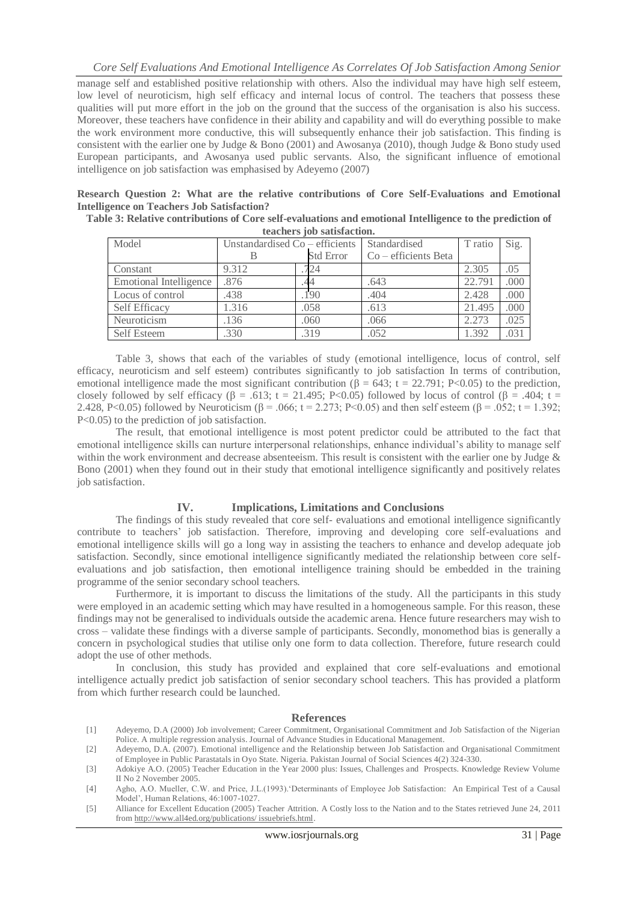manage self and established positive relationship with others. Also the individual may have high self esteem, low level of neuroticism, high self efficacy and internal locus of control. The teachers that possess these qualities will put more effort in the job on the ground that the success of the organisation is also his success. Moreover, these teachers have confidence in their ability and capability and will do everything possible to make the work environment more conductive, this will subsequently enhance their job satisfaction. This finding is consistent with the earlier one by Judge & Bono (2001) and Awosanya (2010), though Judge & Bono study used European participants, and Awosanya used public servants. Also, the significant influence of emotional intelligence on job satisfaction was emphasised by Adeyemo (2007)

**Research Question 2: What are the relative contributions of Core Self-Evaluations and Emotional Intelligence on Teachers Job Satisfaction?**

**Table 3: Relative contributions of Core self-evaluations and emotional Intelligence to the prediction of teachers job satisfaction.**

| Model | Unstandardised Co – efficients | | Standardised | T ratio | Sig. |
|---|---|---|---|---|---|
| | B | Std Error | Co – efficients Beta | | |
| Constant | 9.312 | .724 | | 2.305 | .05 |
| Emotional Intelligence | .876 | .44 | .643 | 22.791 | .000 |
| Locus of control | .438 | .190 | .404 | 2.428 | .000 |
| Self Efficacy | 1.316 | .058 | .613 | 21.495 | .000 |
| Neuroticism | .136 | .060 | .066 | 2.273 | .025 |
| Self Esteem | .330 | .319 | .052 | 1.392 | .031 |

Table 3, shows that each of the variables of study (emotional intelligence, locus of control, self efficacy, neuroticism and self esteem) contributes significantly to job satisfaction In terms of contribution, emotional intelligence made the most significant contribution ($\beta = 643$; $t = 22.791$; $P<0.05$) to the prediction, closely followed by self efficacy ($\beta = .613$; $t = 21.495$; $P<0.05$) followed by locus of control ($\beta = .404$; $t = 2.428$, $P<0.05$) followed by Neuroticism ($\beta = .066$; $t = 2.273$; $P<0.05$) and then self esteem ($\beta = .052$; $t = 1.392$; $P<0.05$) to the prediction of job satisfaction.

The result, that emotional intelligence is most potent predictor could be attributed to the fact that emotional intelligence skills can nurture interpersonal relationships, enhance individual's ability to manage self within the work environment and decrease absenteeism. This result is consistent with the earlier one by Judge & Bono (2001) when they found out in their study that emotional intelligence significantly and positively relates job satisfaction.

## IV. Implications, Limitations and Conclusions

The findings of this study revealed that core self- evaluations and emotional intelligence significantly contribute to teachers' job satisfaction. Therefore, improving and developing core self-evaluations and emotional intelligence skills will go a long way in assisting the teachers to enhance and develop adequate job satisfaction. Secondly, since emotional intelligence significantly mediated the relationship between core self-evaluations and job satisfaction, then emotional intelligence training should be embedded in the training programme of the senior secondary school teachers.

Furthermore, it is important to discuss the limitations of the study. All the participants in this study were employed in an academic setting which may have resulted in a homogeneous sample. For this reason, these findings may not be generalised to individuals outside the academic arena. Hence future researchers may wish to cross – validate these findings with a diverse sample of participants. Secondly, monomethod bias is generally a concern in psychological studies that utilise only one form to data collection. Therefore, future research could adopt the use of other methods.

In conclusion, this study has provided and explained that core self-evaluations and emotional intelligence actually predict job satisfaction of senior secondary school teachers. This has provided a platform from which further research could be launched.

## References

[1] Adeyemo, D.A (2000) Job involvement; Career Commitment, Organisational Commitment and Job Satisfaction of the Nigerian Police. A multiple regression analysis. Journal of Advance Studies in Educational Management.

[2] Adeyemo, D.A. (2007). Emotional intelligence and the Relationship between Job Satisfaction and Organisational Commitment of Employee in Public Parastatals in Oyo State. Nigeria. Pakistan Journal of Social Sciences 4(2) 324-330.

[3] Adokiye A.O. (2005) Teacher Education in the Year 2000 plus: Issues, Challenges and Prospects. Knowledge Review Volume II No 2 November 2005.

[4] Agho, A.O. Mueller, C.W. and Price, J.L.(1993).'Determinants of Employee Job Satisfaction: An Empirical Test of a Causal Model', Human Relations, 46:1007-1027.

[5] Alliance for Excellent Education (2005) Teacher Attrition. A Costly loss to the Nation and to the States retrieved June 24, 2011 from http://www.all4ed.org/publications/ issuebriefs.html.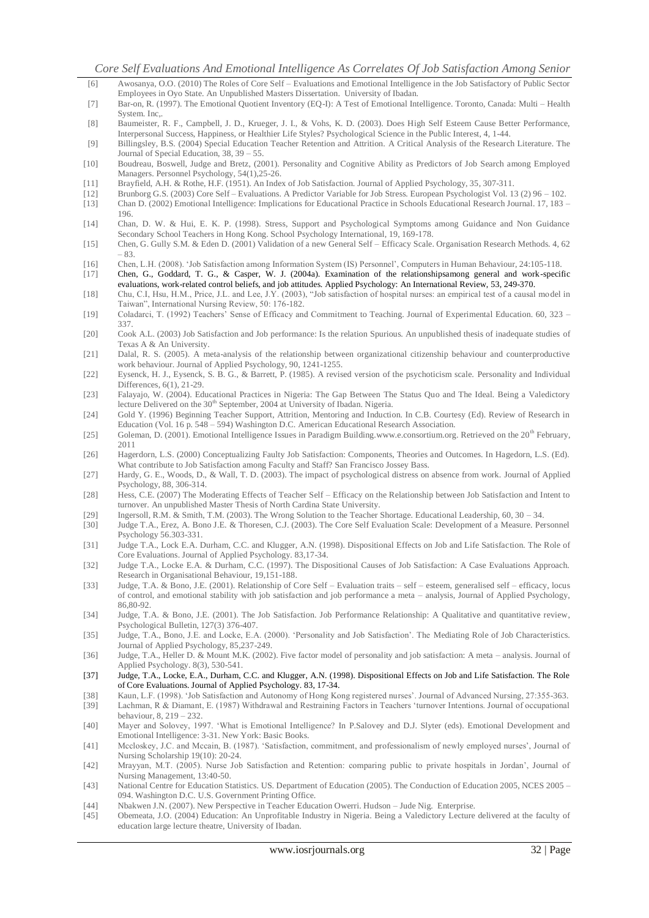[6] Awosanya, O.O. (2010) The Roles of Core Self – Evaluations and Emotional Intelligence in the Job Satisfactory of Public Sector Employees in Oyo State. An Unpublished Masters Dissertation. University of Ibadan.

[7] Bar-on, R. (1997). The Emotional Quotient Inventory (EQ-I): A Test of Emotional Intelligence. Toronto, Canada: Multi – Health System. Inc,.

[8] Baumeister, R. F., Campbell, J. D., Krueger, J. I., & Vohs, K. D. (2003). Does High Self Esteem Cause Better Performance, Interpersonal Success, Happiness, or Healthier Life Styles? Psychological Science in the Public Interest, 4, 1-44.

[9] Billingsley, B.S. (2004) Special Education Teacher Retention and Attrition. A Critical Analysis of the Research Literature. The Journal of Special Education, 38, 39 – 55.

[10] Boudreau, Boswell, Judge and Bretz, (2001). Personality and Cognitive Ability as Predictors of Job Search among Employed Managers. Personnel Psychology, 54(1),25-26.

[11] Brayfield, A.H. & Rothe, H.F. (1951). An Index of Job Satisfaction. Journal of Applied Psychology, 35, 307-311.

[12] Brunborg G.S. (2003) Core Self – Evaluations. A Predictor Variable for Job Stress. European Psychologist Vol. 13 (2) 96 – 102.

[13] Chan D. (2002) Emotional Intelligence: Implications for Educational Practice in Schools Educational Research Journal. 17, 183 – 196.

[14] Chan, D. W. & Hui, E. K. P. (1998). Stress, Support and Psychological Symptoms among Guidance and Non Guidance Secondary School Teachers in Hong Kong. School Psychology International, 19, 169-178.

[15] Chen, G. Gully S.M. & Eden D. (2001) Validation of a new General Self – Efficacy Scale. Organisation Research Methods. 4, 62 – 83.

[16] Chen, L.H. (2008). 'Job Satisfaction among Information System (IS) Personnel', Computers in Human Behaviour, 24:105-118.

[17] Chen, G., Goddard, T. G., & Casper, W. J. (2004a). Examination of the relationshipsamong general and work-specific evaluations, work-related control beliefs, and job attitudes. Applied Psychology: An International Review, 53, 249-370.

[18] Chu, C.I, Hsu, H.M., Price, J.L. and Lee, J.Y. (2003), "Job satisfaction of hospital nurses: an empirical test of a causal model in Taiwan", International Nursing Review, 50: 176-182.

[19] Coladarci, T. (1992) Teachers' Sense of Efficacy and Commitment to Teaching. Journal of Experimental Education. 60, 323 – 337.

[20] Cook A.L. (2003) Job Satisfaction and Job performance: Is the relation Spurious. An unpublished thesis of inadequate studies of Texas A & An University.

[21] Dalal, R. S. (2005). A meta-analysis of the relationship between organizational citizenship behaviour and counterproductive work behaviour. Journal of Applied Psychology, 90, 1241-1255.

[22] Eysenck, H. J., Eysenck, S. B. G., & Barrett, P. (1985). A revised version of the psychoticism scale. Personality and Individual Differences, 6(1), 21-29.

[23] Falayajo, W. (2004). Educational Practices in Nigeria: The Gap Between The Status Quo and The Ideal. Being a Valedictory lecture Delivered on the 30th September, 2004 at University of Ibadan. Nigeria.

[24] Gold Y. (1996) Beginning Teacher Support, Attrition, Mentoring and Induction. In C.B. Courtesy (Ed). Review of Research in Education (Vol. 16 p. 548 – 594) Washington D.C. American Educational Research Association.

[25] Goleman, D. (2001). Emotional Intelligence Issues in Paradigm Building.www.e.consortium.org. Retrieved on the 20th February, 2011

[26] Hagerdorn, L.S. (2000) Conceptualizing Faulty Job Satisfaction: Components, Theories and Outcomes. In Hagedorn, L.S. (Ed). What contribute to Job Satisfaction among Faculty and Staff? San Francisco Jossey Bass.

[27] Hardy, G. E., Woods, D., & Wall, T. D. (2003). The impact of psychological distress on absence from work. Journal of Applied Psychology, 88, 306-314.

[28] Hess, C.E. (2007) The Moderating Effects of Teacher Self – Efficacy on the Relationship between Job Satisfaction and Intent to turnover. An unpublished Master Thesis of North Cardina State University.

[29] Ingersoll, R.M. & Smith, T.M. (2003). The Wrong Solution to the Teacher Shortage. Educational Leadership, 60, 30 – 34.

[30] Judge T.A., Erez, A. Bono J.E. & Thoresen, C.J. (2003). The Core Self Evaluation Scale: Development of a Measure. Personnel Psychology 56.303-331.

[31] Judge T.A., Lock E.A. Durham, C.C. and Klugger, A.N. (1998). Dispositional Effects on Job and Life Satisfaction. The Role of Core Evaluations. Journal of Applied Psychology. 83,17-34.

[32] Judge T.A., Locke E.A. & Durham, C.C. (1997). The Dispositional Causes of Job Satisfaction: A Case Evaluations Approach. Research in Organisational Behaviour, 19,151-188.

[33] Judge, T.A. & Bono, J.E. (2001). Relationship of Core Self – Evaluation traits – self – esteem, generalised self – efficacy, locus of control, and emotional stability with job satisfaction and job performance a meta – analysis, Journal of Applied Psychology, 86,80-92.

[34] Judge, T.A. & Bono, J.E. (2001). The Job Satisfaction. Job Performance Relationship: A Qualitative and quantitative review, Psychological Bulletin, 127(3) 376-407.

[35] Judge, T.A., Bono, J.E. and Locke, E.A. (2000). 'Personality and Job Satisfaction'. The Mediating Role of Job Characteristics. Journal of Applied Psychology, 85,237-249.

[36] Judge, T.A., Heller D. & Mount M.K. (2002). Five factor model of personality and job satisfaction: A meta – analysis. Journal of Applied Psychology. 8(3), 530-541.

[37] Judge, T.A., Locke, E.A., Durham, C.C. and Klugger, A.N. (1998). Dispositional Effects on Job and Life Satisfaction. The Role of Core Evaluations. Journal of Applied Psychology. 83, 17-34.

[38] Kaun, L.F. (1998). 'Job Satisfaction and Autonomy of Hong Kong registered nurses'. Journal of Advanced Nursing, 27:355-363.

[39] Lachman, R & Diamant, E. (1987) Withdrawal and Restraining Factors in Teachers 'turnover Intentions. Journal of occupational behaviour, 8, 219 – 232.

[40] Mayer and Solovey, 1997. 'What is Emotional Intelligence? In P.Salovey and D.J. Slyter (eds). Emotional Development and Emotional Intelligence: 3-31. New York: Basic Books.

[41] Mccloskey, J.C. and Mccain, B. (1987). 'Satisfaction, commitment, and professionalism of newly employed nurses', Journal of Nursing Scholarship 19(10): 20-24.

[42] Mrayyan, M.T. (2005). Nurse Job Satisfaction and Retention: comparing public to private hospitals in Jordan', Journal of Nursing Management, 13:40-50.

[43] National Centre for Education Statistics. US. Department of Education (2005). The Conduction of Education 2005, NCES 2005 – 094. Washington D.C. U.S. Government Printing Office.

[44] Nbakwen J.N. (2007). New Perspective in Teacher Education Owerri. Hudson – Jude Nig. Enterprise.

[45] Obemeata, J.O. (2004) Education: An Unprofitable Industry in Nigeria. Being a Valedictory Lecture delivered at the faculty of education large lecture theatre, University of Ibadan.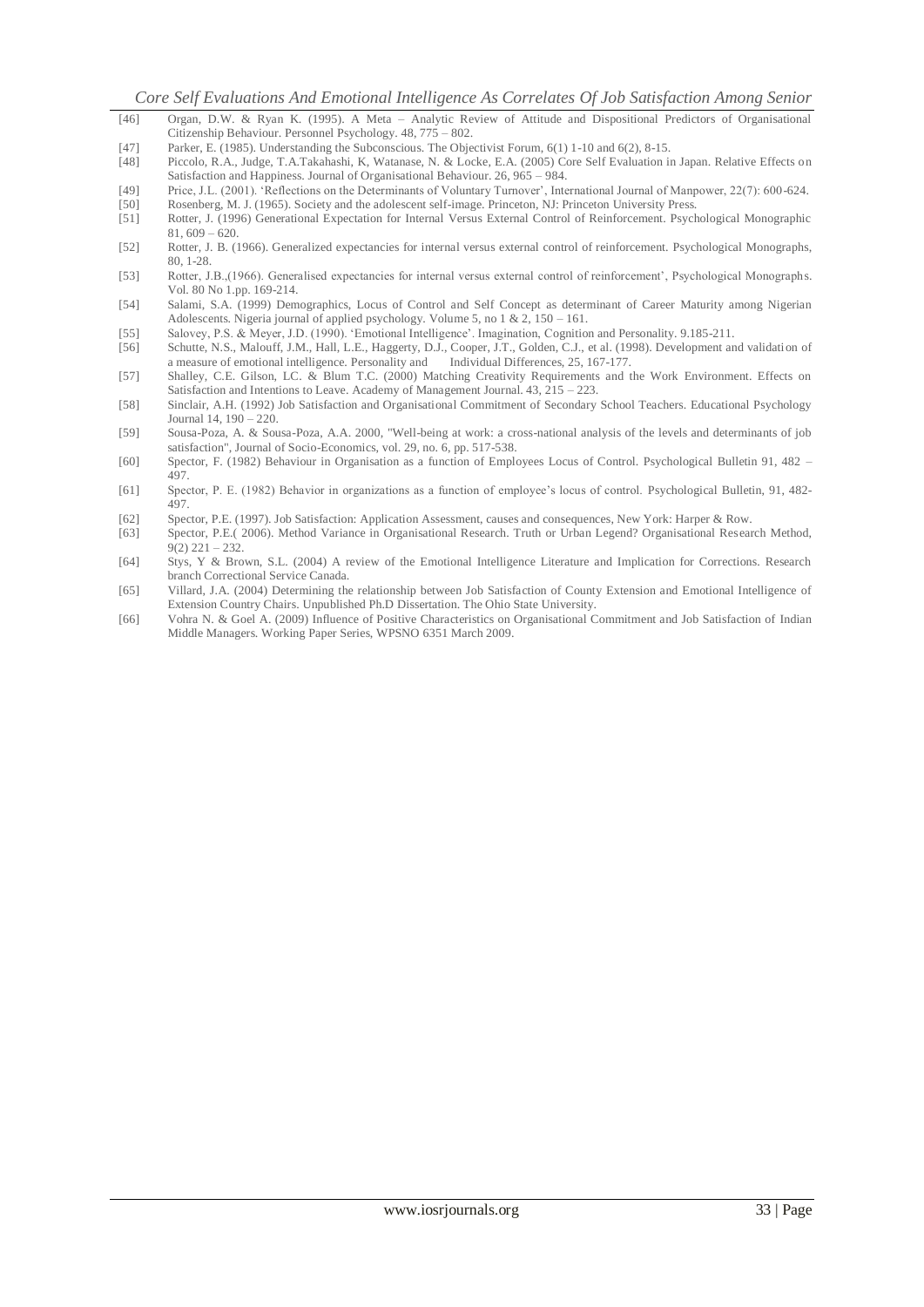[46] Organ, D.W. & Ryan K. (1995). A Meta – Analytic Review of Attitude and Dispositional Predictors of Organisational Citizenship Behaviour. Personnel Psychology. 48, 775 – 802.

[47] Parker, E. (1985). Understanding the Subconscious. The Objectivist Forum, 6(1) 1-10 and 6(2), 8-15.

[48] Piccolo, R.A., Judge, T.A.Takahashi, K, Watanase, N. & Locke, E.A. (2005) Core Self Evaluation in Japan. Relative Effects on Satisfaction and Happiness. Journal of Organisational Behaviour. 26, 965 – 984.

[49] Price, J.L. (2001). 'Reflections on the Determinants of Voluntary Turnover', International Journal of Manpower, 22(7): 600-624.

[50] Rosenberg, M. J. (1965). Society and the adolescent self-image. Princeton, NJ: Princeton University Press.

[51] Rotter, J. (1996) Generational Expectation for Internal Versus External Control of Reinforcement. Psychological Monographic 81, 609 – 620.

[52] Rotter, J. B. (1966). Generalized expectancies for internal versus external control of reinforcement. Psychological Monographs, 80, 1-28.

[53] Rotter, J.B.,(1966). Generalised expectancies for internal versus external control of reinforcement', Psychological Monographs. Vol. 80 No 1.pp. 169-214.

[54] Salami, S.A. (1999) Demographics, Locus of Control and Self Concept as determinant of Career Maturity among Nigerian Adolescents. Nigeria journal of applied psychology. Volume 5, no 1 & 2, 150 – 161.

[55] Salovey, P.S. & Meyer, J.D. (1990). 'Emotional Intelligence'. Imagination, Cognition and Personality. 9.185-211.

[56] Schutte, N.S., Malouff, J.M., Hall, L.E., Haggerty, D.J., Cooper, J.T., Golden, C.J., et al. (1998). Development and validation of a measure of emotional intelligence. Personality and Individual Differences, 25, 167-177.

[57] Shalley, C.E. Gilson, LC. & Blum T.C. (2000) Matching Creativity Requirements and the Work Environment. Effects on Satisfaction and Intentions to Leave. Academy of Management Journal. 43, 215 – 223.

[58] Sinclair, A.H. (1992) Job Satisfaction and Organisational Commitment of Secondary School Teachers. Educational Psychology Journal 14, 190 – 220.

[59] Sousa-Poza, A. & Sousa-Poza, A.A. 2000, "Well-being at work: a cross-national analysis of the levels and determinants of job satisfaction", Journal of Socio-Economics, vol. 29, no. 6, pp. 517-538.

[60] Spector, F. (1982) Behaviour in Organisation as a function of Employees Locus of Control. Psychological Bulletin 91, 482 – 497.

[61] Spector, P. E. (1982) Behavior in organizations as a function of employee's locus of control. Psychological Bulletin, 91, 482-497.

[62] Spector, P.E. (1997). Job Satisfaction: Application Assessment, causes and consequences, New York: Harper & Row.

[63] Spector, P.E.( 2006). Method Variance in Organisational Research. Truth or Urban Legend? Organisational Research Method, 9(2) 221 – 232.

[64] Stys, Y & Brown, S.L. (2004) A review of the Emotional Intelligence Literature and Implication for Corrections. Research branch Correctional Service Canada.

[65] Villard, J.A. (2004) Determining the relationship between Job Satisfaction of County Extension and Emotional Intelligence of Extension Country Chairs. Unpublished Ph.D Dissertation. The Ohio State University.

[66] Vohra N. & Goel A. (2009) Influence of Positive Characteristics on Organisational Commitment and Job Satisfaction of Indian Middle Managers. Working Paper Series, WPSNO 6351 March 2009.